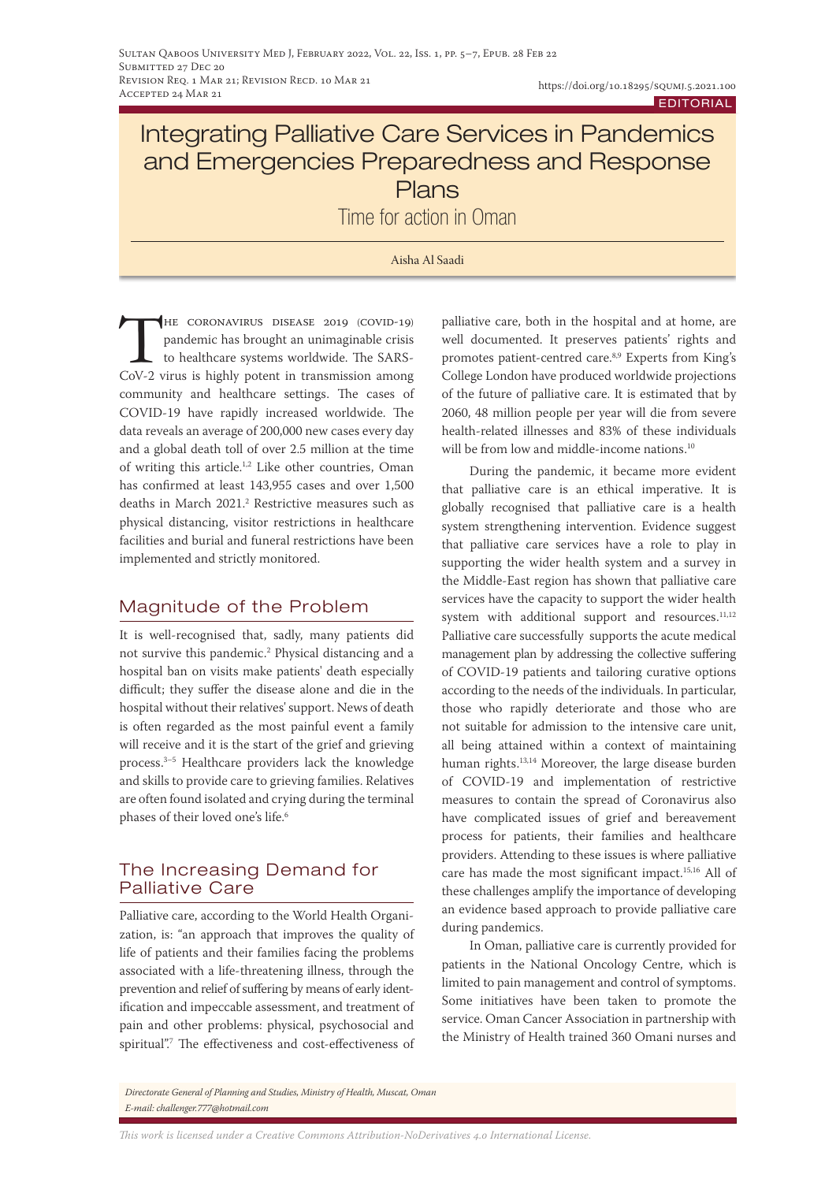Submitted 27 Dec 20
Revision Req. 1 Mar 21; Revision Recd. 10 Mar 21
Accepted 24 Mar 21

https://doi.org/10.18295/squmj.5.2021.100

EDITORIAL

# Integrating Palliative Care Services in Pandemics and Emergencies Preparedness and Response Plans

## Time for action in Oman

Aisha Al Saadi

The coronavirus disease 2019 (COVID-19) pandemic has brought an unimaginable crisis to healthcare systems worldwide. The SARS-CoV-2 virus is highly potent in transmission among community and healthcare settings. The cases of COVID-19 have rapidly increased worldwide. The data reveals an average of 200,000 new cases every day and a global death toll of over 2.5 million at the time of writing this article.[1,2] Like other countries, Oman has confirmed at least 143,955 cases and over 1,500 deaths in March 2021.[2] Restrictive measures such as physical distancing, visitor restrictions in healthcare facilities and burial and funeral restrictions have been implemented and strictly monitored.

## Magnitude of the Problem

It is well-recognised that, sadly, many patients did not survive this pandemic.[2] Physical distancing and a hospital ban on visits make patients' death especially difficult; they suffer the disease alone and die in the hospital without their relatives' support. News of death is often regarded as the most painful event a family will receive and it is the start of the grief and grieving process.[3–5] Healthcare providers lack the knowledge and skills to provide care to grieving families. Relatives are often found isolated and crying during the terminal phases of their loved one's life.[6]

## The Increasing Demand for Palliative Care

Palliative care, according to the World Health Organization, is: "an approach that improves the quality of life of patients and their families facing the problems associated with a life-threatening illness, through the prevention and relief of suffering by means of early identification and impeccable assessment, and treatment of pain and other problems: physical, psychosocial and spiritual".[7] The effectiveness and cost-effectiveness of palliative care, both in the hospital and at home, are well documented. It preserves patients' rights and promotes patient-centred care.[8,9] Experts from King's College London have produced worldwide projections of the future of palliative care. It is estimated that by 2060, 48 million people per year will die from severe health-related illnesses and 83% of these individuals will be from low and middle-income nations.[10]

During the pandemic, it became more evident that palliative care is an ethical imperative. It is globally recognised that palliative care is a health system strengthening intervention. Evidence suggest that palliative care services have a role to play in supporting the wider health system and a survey in the Middle-East region has shown that palliative care services have the capacity to support the wider health system with additional support and resources.[11,12] Palliative care successfully supports the acute medical management plan by addressing the collective suffering of COVID-19 patients and tailoring curative options according to the needs of the individuals. In particular, those who rapidly deteriorate and those who are not suitable for admission to the intensive care unit, all being attained within a context of maintaining human rights.[13,14] Moreover, the large disease burden of COVID-19 and implementation of restrictive measures to contain the spread of Coronavirus also have complicated issues of grief and bereavement process for patients, their families and healthcare providers. Attending to these issues is where palliative care has made the most significant impact.[15,16] All of these challenges amplify the importance of developing an evidence based approach to provide palliative care during pandemics.

In Oman, palliative care is currently provided for patients in the National Oncology Centre, which is limited to pain management and control of symptoms. Some initiatives have been taken to promote the service. Oman Cancer Association in partnership with the Ministry of Health trained 360 Omani nurses and

*Directorate General of Planning and Studies, Ministry of Health, Muscat, Oman*
*E-mail: challenger.777@hotmail.com*

*This work is licensed under a Creative Commons Attribution-NoDerivatives 4.0 International License.*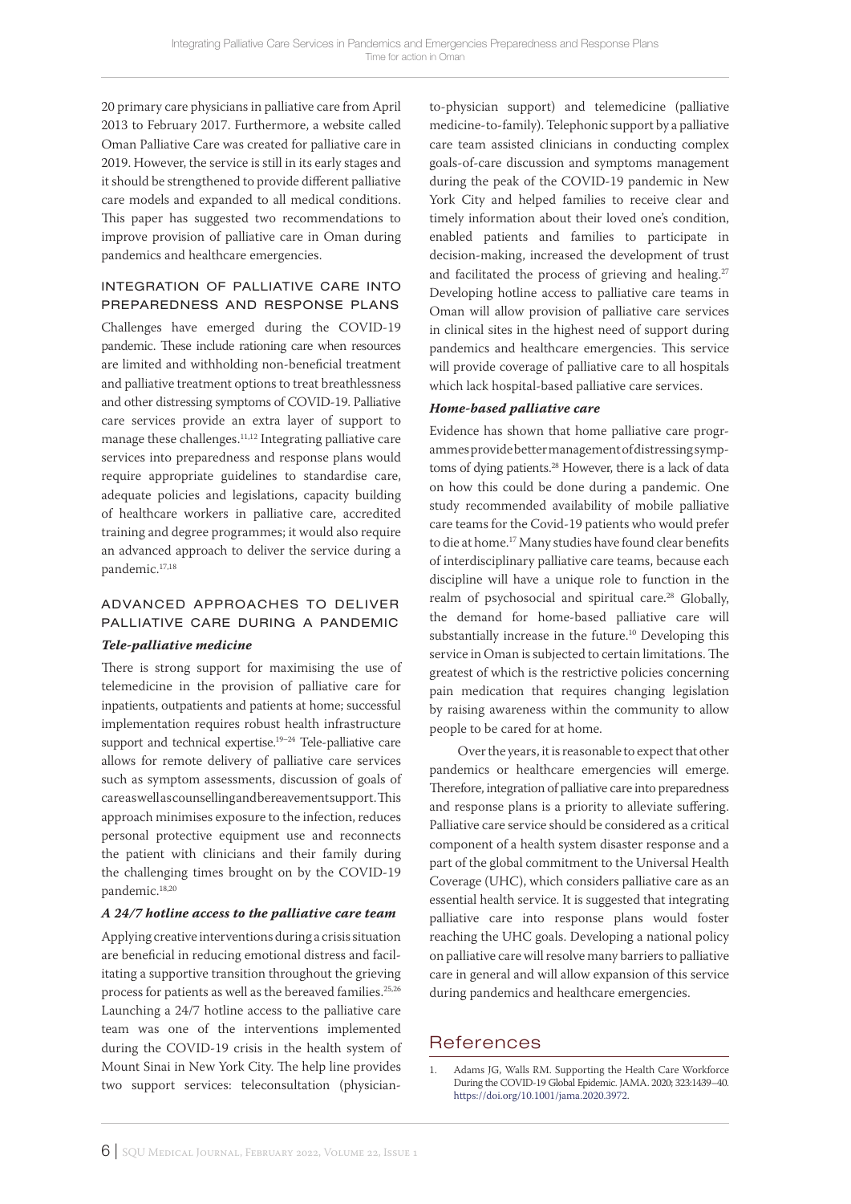20 primary care physicians in palliative care from April 2013 to February 2017. Furthermore, a website called Oman Palliative Care was created for palliative care in 2019. However, the service is still in its early stages and it should be strengthened to provide different palliative care models and expanded to all medical conditions. This paper has suggested two recommendations to improve provision of palliative care in Oman during pandemics and healthcare emergencies.

## Integration of Palliative Care into Preparedness and Response Plans

Challenges have emerged during the COVID-19 pandemic. These include rationing care when resources are limited and withholding non-beneficial treatment and palliative treatment options to treat breathlessness and other distressing symptoms of COVID-19. Palliative care services provide an extra layer of support to manage these challenges.[11,12] Integrating palliative care services into preparedness and response plans would require appropriate guidelines to standardise care, adequate policies and legislations, capacity building of healthcare workers in palliative care, accredited training and degree programmes; it would also require an advanced approach to deliver the service during a pandemic.[17,18]

## Advanced Approaches to Deliver Palliative Care During a Pandemic

### *Tele-palliative medicine*

There is strong support for maximising the use of telemedicine in the provision of palliative care for inpatients, outpatients and patients at home; successful implementation requires robust health infrastructure support and technical expertise.[19–24] Tele-palliative care allows for remote delivery of palliative care services such as symptom assessments, discussion of goals of care as well as counselling and bereavement support. This approach minimises exposure to the infection, reduces personal protective equipment use and reconnects the patient with clinicians and their family during the challenging times brought on by the COVID-19 pandemic.[18,20]

### *A 24/7 hotline access to the palliative care team*

Applying creative interventions during a crisis situation are beneficial in reducing emotional distress and facilitating a supportive transition throughout the grieving process for patients as well as the bereaved families.[25,26] Launching a 24/7 hotline access to the palliative care team was one of the interventions implemented during the COVID-19 crisis in the health system of Mount Sinai in New York City. The help line provides two support services: teleconsultation (physician-to-physician support) and telemedicine (palliative medicine-to-family). Telephonic support by a palliative care team assisted clinicians in conducting complex goals-of-care discussion and symptoms management during the peak of the COVID-19 pandemic in New York City and helped families to receive clear and timely information about their loved one's condition, enabled patients and families to participate in decision-making, increased the development of trust and facilitated the process of grieving and healing.[27] Developing hotline access to palliative care teams in Oman will allow provision of palliative care services in clinical sites in the highest need of support during pandemics and healthcare emergencies. This service will provide coverage of palliative care to all hospitals which lack hospital-based palliative care services.

### *Home-based palliative care*

Evidence has shown that home palliative care programmes provide better management of distressing symptoms of dying patients.[28] However, there is a lack of data on how this could be done during a pandemic. One study recommended availability of mobile palliative care teams for the Covid-19 patients who would prefer to die at home.[17] Many studies have found clear benefits of interdisciplinary palliative care teams, because each discipline will have a unique role to function in the realm of psychosocial and spiritual care.[28] Globally, the demand for home-based palliative care will substantially increase in the future.[10] Developing this service in Oman is subjected to certain limitations. The greatest of which is the restrictive policies concerning pain medication that requires changing legislation by raising awareness within the community to allow people to be cared for at home.

Over the years, it is reasonable to expect that other pandemics or healthcare emergencies will emerge. Therefore, integration of palliative care into preparedness and response plans is a priority to alleviate suffering. Palliative care service should be considered as a critical component of a health system disaster response and a part of the global commitment to the Universal Health Coverage (UHC), which considers palliative care as an essential health service. It is suggested that integrating palliative care into response plans would foster reaching the UHC goals. Developing a national policy on palliative care will resolve many barriers to palliative care in general and will allow expansion of this service during pandemics and healthcare emergencies.

# References

1. Adams JG, Walls RM. Supporting the Health Care Workforce During the COVID-19 Global Epidemic. JAMA. 2020; 323:1439–40. https://doi.org/10.1001/jama.2020.3972.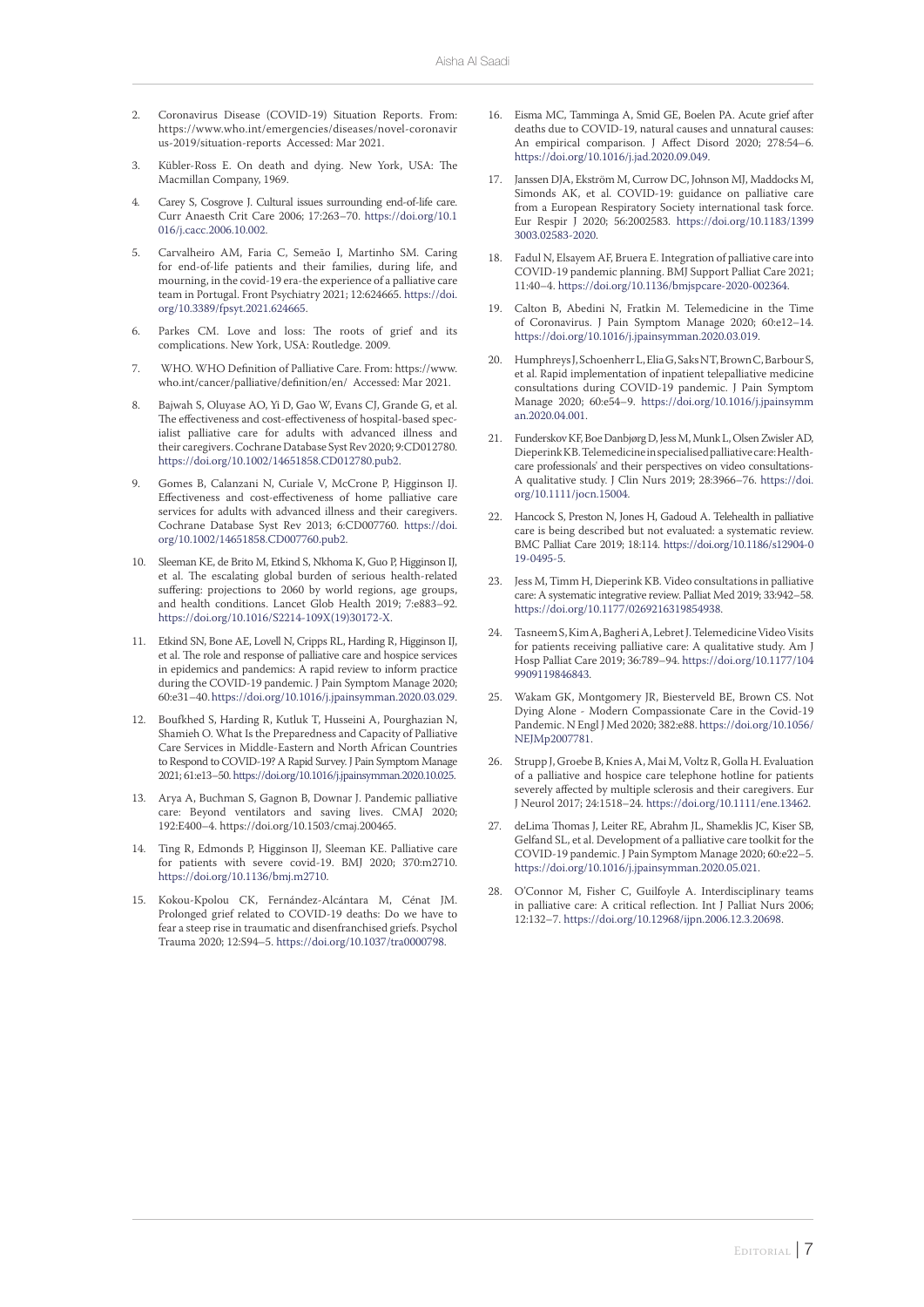2. Coronavirus Disease (COVID-19) Situation Reports. From: https://www.who.int/emergencies/diseases/novel-coronavirus-2019/situation-reports Accessed: Mar 2021.

3. Kübler-Ross E. On death and dying. New York, USA: The Macmillan Company, 1969.

4. Carey S, Cosgrove J. Cultural issues surrounding end-of-life care. Curr Anaesth Crit Care 2006; 17:263–70. https://doi.org/10.1016/j.cacc.2006.10.002.

5. Carvalheiro AM, Faria C, Semeão I, Martinho SM. Caring for end-of-life patients and their families, during life, and mourning, in the covid-19 era-the experience of a palliative care team in Portugal. Front Psychiatry 2021; 12:624665. https://doi.org/10.3389/fpsyt.2021.624665.

6. Parkes CM. Love and loss: The roots of grief and its complications. New York, USA: Routledge. 2009.

7. WHO. WHO Definition of Palliative Care. From: https://www.who.int/cancer/palliative/definition/en/ Accessed: Mar 2021.

8. Bajwah S, Oluyase AO, Yi D, Gao W, Evans CJ, Grande G, et al. The effectiveness and cost-effectiveness of hospital-based specialist palliative care for adults with advanced illness and their caregivers. Cochrane Database Syst Rev 2020; 9:CD012780. https://doi.org/10.1002/14651858.CD012780.pub2.

9. Gomes B, Calanzani N, Curiale V, McCrone P, Higginson IJ. Effectiveness and cost-effectiveness of home palliative care services for adults with advanced illness and their caregivers. Cochrane Database Syst Rev 2013; 6:CD007760. https://doi.org/10.1002/14651858.CD007760.pub2.

10. Sleeman KE, de Brito M, Etkind S, Nkhoma K, Guo P, Higginson IJ, et al. The escalating global burden of serious health-related suffering: projections to 2060 by world regions, age groups, and health conditions. Lancet Glob Health 2019; 7:e883–92. https://doi.org/10.1016/S2214-109X(19)30172-X.

11. Etkind SN, Bone AE, Lovell N, Cripps RL, Harding R, Higginson IJ, et al. The role and response of palliative care and hospice services in epidemics and pandemics: A rapid review to inform practice during the COVID-19 pandemic. J Pain Symptom Manage 2020; 60:e31–40. https://doi.org/10.1016/j.jpainsymman.2020.03.029.

12. Boufkhed S, Harding R, Kutluk T, Husseini A, Pourghazian N, Shamieh O. What Is the Preparedness and Capacity of Palliative Care Services in Middle-Eastern and North African Countries to Respond to COVID-19? A Rapid Survey. J Pain Symptom Manage 2021; 61:e13–50. https://doi.org/10.1016/j.jpainsymman.2020.10.025.

13. Arya A, Buchman S, Gagnon B, Downar J. Pandemic palliative care: Beyond ventilators and saving lives. CMAJ 2020; 192:E400–4. https://doi.org/10.1503/cmaj.200465.

14. Ting R, Edmonds P, Higginson IJ, Sleeman KE. Palliative care for patients with severe covid-19. BMJ 2020; 370:m2710. https://doi.org/10.1136/bmj.m2710.

15. Kokou-Kpolou CK, Fernández-Alcántara M, Cénat JM. Prolonged grief related to COVID-19 deaths: Do we have to fear a steep rise in traumatic and disenfranchised griefs. Psychol Trauma 2020; 12:S94–5. https://doi.org/10.1037/tra0000798.

16. Eisma MC, Tamminga A, Smid GE, Boelen PA. Acute grief after deaths due to COVID-19, natural causes and unnatural causes: An empirical comparison. J Affect Disord 2020; 278:54–6. https://doi.org/10.1016/j.jad.2020.09.049.

17. Janssen DJA, Ekström M, Currow DC, Johnson MJ, Maddocks M, Simonds AK, et al. COVID-19: guidance on palliative care from a European Respiratory Society international task force. Eur Respir J 2020; 56:2002583. https://doi.org/10.1183/13993003.02583-2020.

18. Fadul N, Elsayem AF, Bruera E. Integration of palliative care into COVID-19 pandemic planning. BMJ Support Palliat Care 2021; 11:40–4. https://doi.org/10.1136/bmjspcare-2020-002364.

19. Calton B, Abedini N, Fratkin M. Telemedicine in the Time of Coronavirus. J Pain Symptom Manage 2020; 60:e12–14. https://doi.org/10.1016/j.jpainsymman.2020.03.019.

20. Humphreys J, Schoenherr L, Elia G, Saks NT, Brown C, Barbour S, et al. Rapid implementation of inpatient telepalliative medicine consultations during COVID-19 pandemic. J Pain Symptom Manage 2020; 60:e54–9. https://doi.org/10.1016/j.jpainsymman.2020.04.001.

21. Funderskov KF, Boe Danbjørg D, Jess M, Munk L, Olsen Zwisler AD, Dieperink KB. Telemedicine in specialised palliative care: Healthcare professionals' and their perspectives on video consultations-A qualitative study. J Clin Nurs 2019; 28:3966–76. https://doi.org/10.1111/jocn.15004.

22. Hancock S, Preston N, Jones H, Gadoud A. Telehealth in palliative care is being described but not evaluated: a systematic review. BMC Palliat Care 2019; 18:114. https://doi.org/10.1186/s12904-019-0495-5.

23. Jess M, Timm H, Dieperink KB. Video consultations in palliative care: A systematic integrative review. Palliat Med 2019; 33:942–58. https://doi.org/10.1177/0269216319854938.

24. Tasneem S, Kim A, Bagheri A, Lebret J. Telemedicine Video Visits for patients receiving palliative care: A qualitative study. Am J Hosp Palliat Care 2019; 36:789–94. https://doi.org/10.1177/1049909119846843.

25. Wakam GK, Montgomery JR, Biesterveld BE, Brown CS. Not Dying Alone - Modern Compassionate Care in the Covid-19 Pandemic. N Engl J Med 2020; 382:e88. https://doi.org/10.1056/NEJMp2007781.

26. Strupp J, Groebe B, Knies A, Mai M, Voltz R, Golla H. Evaluation of a palliative and hospice care telephone hotline for patients severely affected by multiple sclerosis and their caregivers. Eur J Neurol 2017; 24:1518–24. https://doi.org/10.1111/ene.13462.

27. deLima Thomas J, Leiter RE, Abrahm JL, Shameklis JC, Kiser SB, Gelfand SL, et al. Development of a palliative care toolkit for the COVID-19 pandemic. J Pain Symptom Manage 2020; 60:e22–5. https://doi.org/10.1016/j.jpainsymman.2020.05.021.

28. O'Connor M, Fisher C, Guilfoyle A. Interdisciplinary teams in palliative care: A critical reflection. Int J Palliat Nurs 2006; 12:132–7. https://doi.org/10.12968/ijpn.2006.12.3.20698.